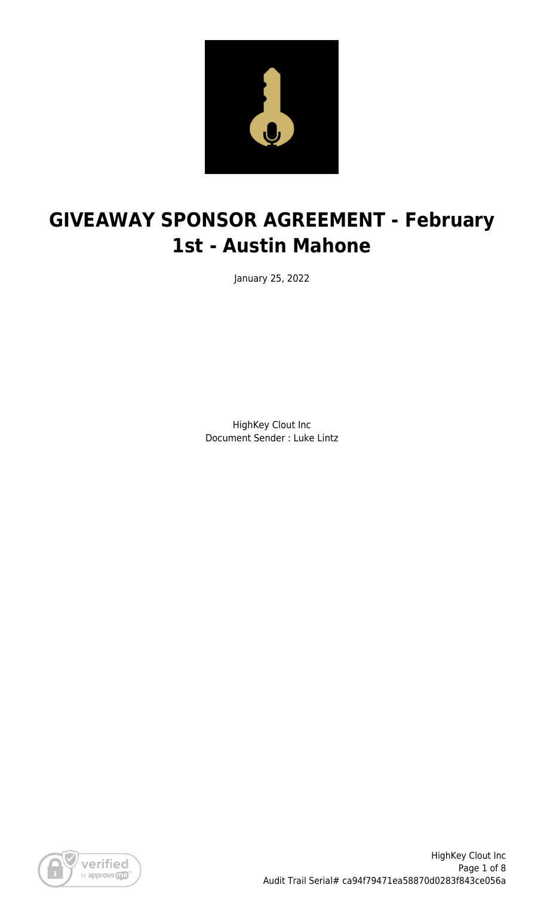# GIVEAWAY SPONSOR AGREEMENT - February 1st - Austin Mahone

January 25, 2022

HighKey Clout Inc
Document Sender : Luke Lintz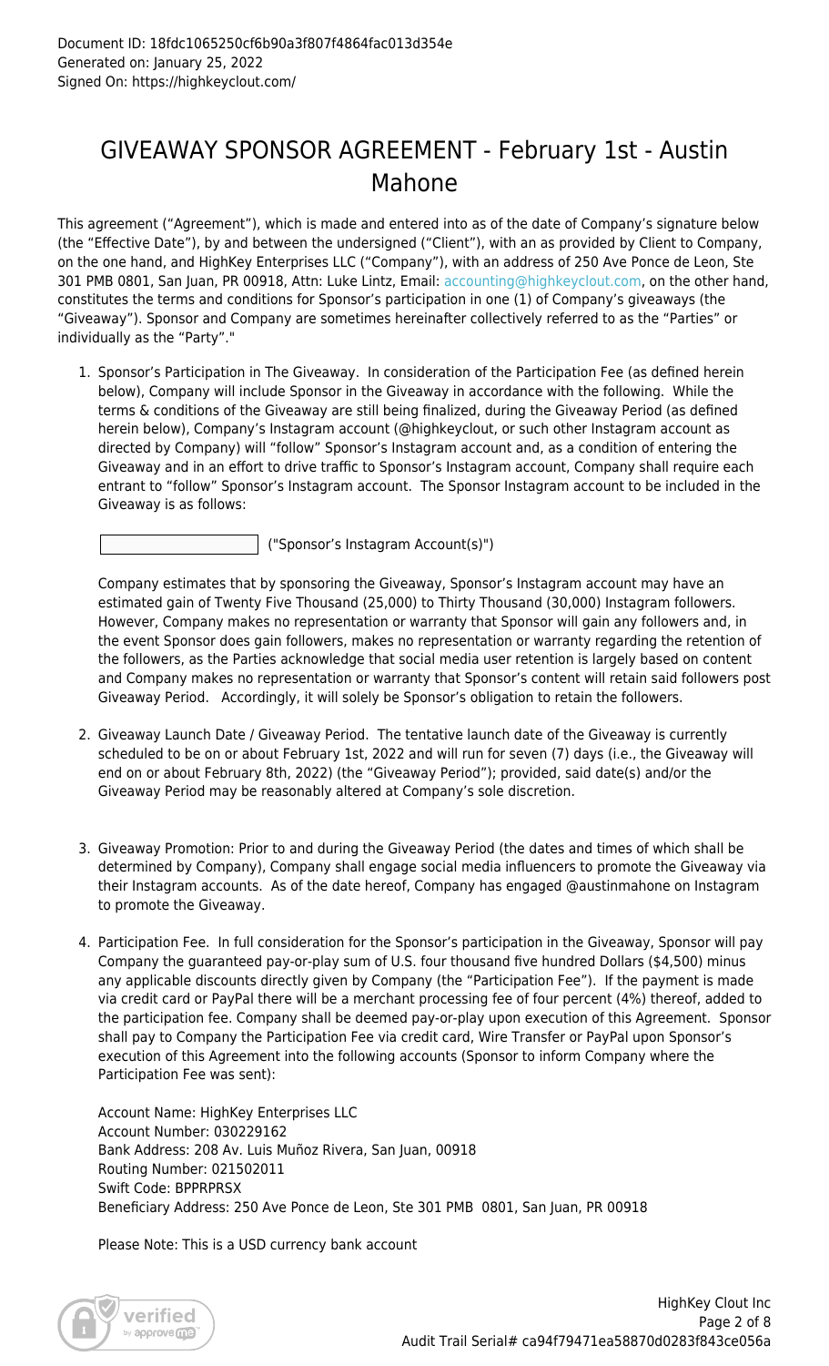Document ID: 18fdc1065250cf6b90a3f807f4864fac013d354e
Generated on: January 25, 2022
Signed On: https://highkeyclout.com/

# GIVEAWAY SPONSOR AGREEMENT - February 1st - Austin Mahone

This agreement ("Agreement"), which is made and entered into as of the date of Company's signature below (the "Effective Date"), by and between the undersigned ("Client"), with an as provided by Client to Company, on the one hand, and HighKey Enterprises LLC ("Company"), with an address of 250 Ave Ponce de Leon, Ste 301 PMB 0801, San Juan, PR 00918, Attn: Luke Lintz, Email: accounting@highkeyclout.com, on the other hand, constitutes the terms and conditions for Sponsor's participation in one (1) of Company's giveaways (the "Giveaway"). Sponsor and Company are sometimes hereinafter collectively referred to as the "Parties" or individually as the "Party"."

1. Sponsor's Participation in The Giveaway. In consideration of the Participation Fee (as defined herein below), Company will include Sponsor in the Giveaway in accordance with the following. While the terms & conditions of the Giveaway are still being finalized, during the Giveaway Period (as defined herein below), Company's Instagram account (@highkeyclout, or such other Instagram account as directed by Company) will "follow" Sponsor's Instagram account and, as a condition of entering the Giveaway and in an effort to drive traffic to Sponsor's Instagram account, Company shall require each entrant to "follow" Sponsor's Instagram account. The Sponsor Instagram account to be included in the Giveaway is as follows:

   ____________________ ("Sponsor's Instagram Account(s)")

   Company estimates that by sponsoring the Giveaway, Sponsor's Instagram account may have an estimated gain of Twenty Five Thousand (25,000) to Thirty Thousand (30,000) Instagram followers. However, Company makes no representation or warranty that Sponsor will gain any followers and, in the event Sponsor does gain followers, makes no representation or warranty regarding the retention of the followers, as the Parties acknowledge that social media user retention is largely based on content and Company makes no representation or warranty that Sponsor's content will retain said followers post Giveaway Period. Accordingly, it will solely be Sponsor's obligation to retain the followers.

2. Giveaway Launch Date / Giveaway Period. The tentative launch date of the Giveaway is currently scheduled to be on or about February 1st, 2022 and will run for seven (7) days (i.e., the Giveaway will end on or about February 8th, 2022) (the "Giveaway Period"); provided, said date(s) and/or the Giveaway Period may be reasonably altered at Company's sole discretion.

3. Giveaway Promotion: Prior to and during the Giveaway Period (the dates and times of which shall be determined by Company), Company shall engage social media influencers to promote the Giveaway via their Instagram accounts. As of the date hereof, Company has engaged @austinmahone on Instagram to promote the Giveaway.

4. Participation Fee. In full consideration for the Sponsor's participation in the Giveaway, Sponsor will pay Company the guaranteed pay-or-play sum of U.S. four thousand five hundred Dollars ($4,500) minus any applicable discounts directly given by Company (the "Participation Fee"). If the payment is made via credit card or PayPal there will be a merchant processing fee of four percent (4%) thereof, added to the participation fee. Company shall be deemed pay-or-play upon execution of this Agreement. Sponsor shall pay to Company the Participation Fee via credit card, Wire Transfer or PayPal upon Sponsor's execution of this Agreement into the following accounts (Sponsor to inform Company where the Participation Fee was sent):

   Account Name: HighKey Enterprises LLC
   Account Number: 030229162
   Bank Address: 208 Av. Luis Muñoz Rivera, San Juan, 00918
   Routing Number: 021502011
   Swift Code: BPPRPRSX
   Beneficiary Address: 250 Ave Ponce de Leon, Ste 301 PMB 0801, San Juan, PR 00918

   Please Note: This is a USD currency bank account

HighKey Clout Inc
Audit Trail Serial# ca94f79471ea58870d0283f843ce056a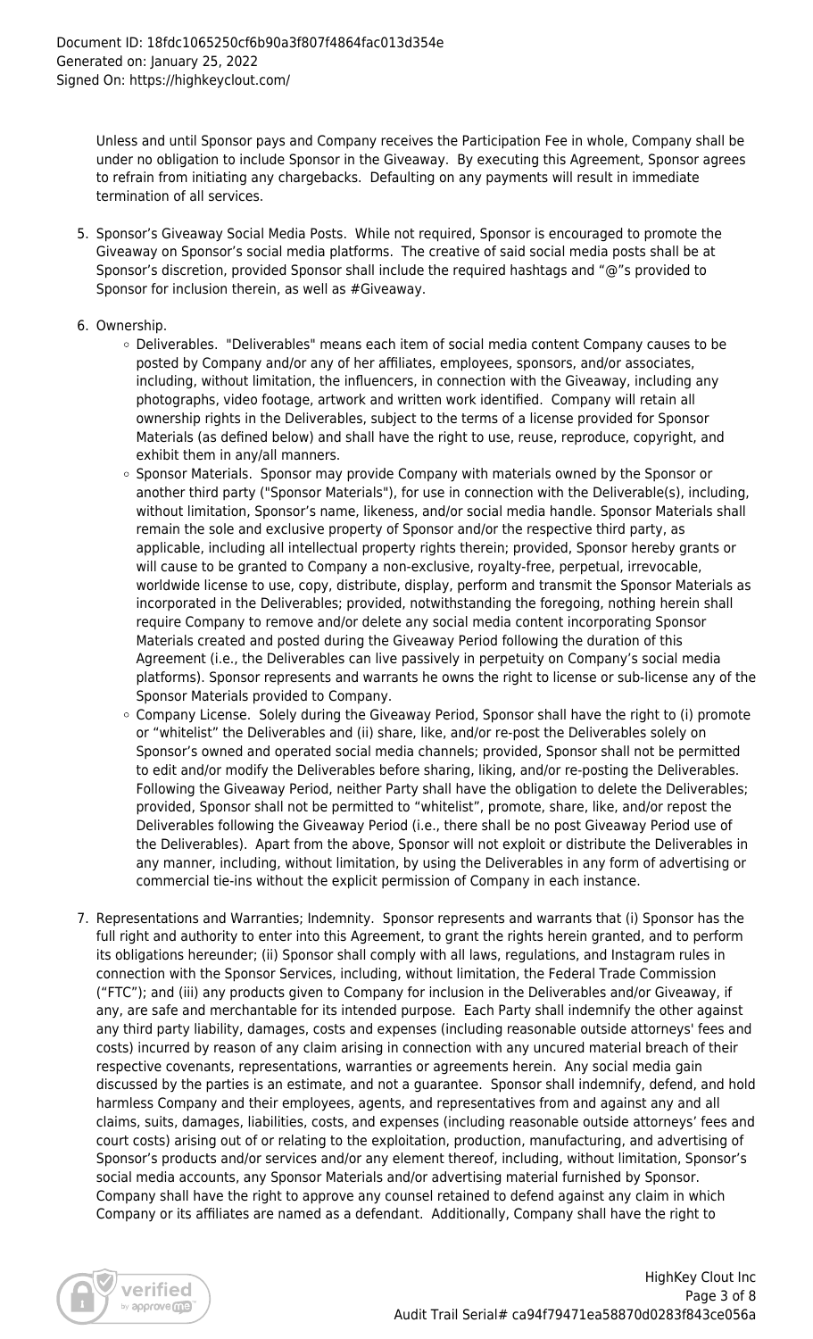Unless and until Sponsor pays and Company receives the Participation Fee in whole, Company shall be under no obligation to include Sponsor in the Giveaway. By executing this Agreement, Sponsor agrees to refrain from initiating any chargebacks. Defaulting on any payments will result in immediate termination of all services.

5. Sponsor's Giveaway Social Media Posts. While not required, Sponsor is encouraged to promote the Giveaway on Sponsor's social media platforms. The creative of said social media posts shall be at Sponsor's discretion, provided Sponsor shall include the required hashtags and "@"s provided to Sponsor for inclusion therein, as well as #Giveaway.

6. Ownership.
   - Deliverables. "Deliverables" means each item of social media content Company causes to be posted by Company and/or any of her affiliates, employees, sponsors, and/or associates, including, without limitation, the influencers, in connection with the Giveaway, including any photographs, video footage, artwork and written work identified. Company will retain all ownership rights in the Deliverables, subject to the terms of a license provided for Sponsor Materials (as defined below) and shall have the right to use, reuse, reproduce, copyright, and exhibit them in any/all manners.
   - Sponsor Materials. Sponsor may provide Company with materials owned by the Sponsor or another third party ("Sponsor Materials"), for use in connection with the Deliverable(s), including, without limitation, Sponsor's name, likeness, and/or social media handle. Sponsor Materials shall remain the sole and exclusive property of Sponsor and/or the respective third party, as applicable, including all intellectual property rights therein; provided, Sponsor hereby grants or will cause to be granted to Company a non-exclusive, royalty-free, perpetual, irrevocable, worldwide license to use, copy, distribute, display, perform and transmit the Sponsor Materials as incorporated in the Deliverables; provided, notwithstanding the foregoing, nothing herein shall require Company to remove and/or delete any social media content incorporating Sponsor Materials created and posted during the Giveaway Period following the duration of this Agreement (i.e., the Deliverables can live passively in perpetuity on Company's social media platforms). Sponsor represents and warrants he owns the right to license or sub-license any of the Sponsor Materials provided to Company.
   - Company License. Solely during the Giveaway Period, Sponsor shall have the right to (i) promote or "whitelist" the Deliverables and (ii) share, like, and/or re-post the Deliverables solely on Sponsor's owned and operated social media channels; provided, Sponsor shall not be permitted to edit and/or modify the Deliverables before sharing, liking, and/or re-posting the Deliverables. Following the Giveaway Period, neither Party shall have the obligation to delete the Deliverables; provided, Sponsor shall not be permitted to "whitelist", promote, share, like, and/or repost the Deliverables following the Giveaway Period (i.e., there shall be no post Giveaway Period use of the Deliverables). Apart from the above, Sponsor will not exploit or distribute the Deliverables in any manner, including, without limitation, by using the Deliverables in any form of advertising or commercial tie-ins without the explicit permission of Company in each instance.

7. Representations and Warranties; Indemnity. Sponsor represents and warrants that (i) Sponsor has the full right and authority to enter into this Agreement, to grant the rights herein granted, and to perform its obligations hereunder; (ii) Sponsor shall comply with all laws, regulations, and Instagram rules in connection with the Sponsor Services, including, without limitation, the Federal Trade Commission ("FTC"); and (iii) any products given to Company for inclusion in the Deliverables and/or Giveaway, if any, are safe and merchantable for its intended purpose. Each Party shall indemnify the other against any third party liability, damages, costs and expenses (including reasonable outside attorneys' fees and costs) incurred by reason of any claim arising in connection with any uncured material breach of their respective covenants, representations, warranties or agreements herein. Any social media gain discussed by the parties is an estimate, and not a guarantee. Sponsor shall indemnify, defend, and hold harmless Company and their employees, agents, and representatives from and against any and all claims, suits, damages, liabilities, costs, and expenses (including reasonable outside attorneys' fees and court costs) arising out of or relating to the exploitation, production, manufacturing, and advertising of Sponsor's products and/or services and/or any element thereof, including, without limitation, Sponsor's social media accounts, any Sponsor Materials and/or advertising material furnished by Sponsor. Company shall have the right to approve any counsel retained to defend against any claim in which Company or its affiliates are named as a defendant. Additionally, Company shall have the right to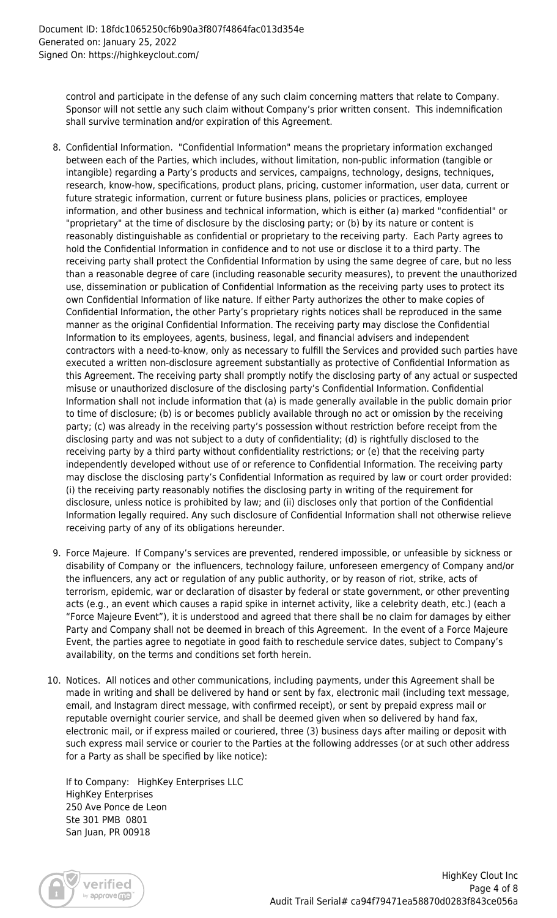control and participate in the defense of any such claim concerning matters that relate to Company. Sponsor will not settle any such claim without Company's prior written consent. This indemnification shall survive termination and/or expiration of this Agreement.

8. Confidential Information. "Confidential Information" means the proprietary information exchanged between each of the Parties, which includes, without limitation, non-public information (tangible or intangible) regarding a Party's products and services, campaigns, technology, designs, techniques, research, know-how, specifications, product plans, pricing, customer information, user data, current or future strategic information, current or future business plans, policies or practices, employee information, and other business and technical information, which is either (a) marked "confidential" or "proprietary" at the time of disclosure by the disclosing party; or (b) by its nature or content is reasonably distinguishable as confidential or proprietary to the receiving party. Each Party agrees to hold the Confidential Information in confidence and to not use or disclose it to a third party. The receiving party shall protect the Confidential Information by using the same degree of care, but no less than a reasonable degree of care (including reasonable security measures), to prevent the unauthorized use, dissemination or publication of Confidential Information as the receiving party uses to protect its own Confidential Information of like nature. If either Party authorizes the other to make copies of Confidential Information, the other Party's proprietary rights notices shall be reproduced in the same manner as the original Confidential Information. The receiving party may disclose the Confidential Information to its employees, agents, business, legal, and financial advisers and independent contractors with a need-to-know, only as necessary to fulfill the Services and provided such parties have executed a written non-disclosure agreement substantially as protective of Confidential Information as this Agreement. The receiving party shall promptly notify the disclosing party of any actual or suspected misuse or unauthorized disclosure of the disclosing party's Confidential Information. Confidential Information shall not include information that (a) is made generally available in the public domain prior to time of disclosure; (b) is or becomes publicly available through no act or omission by the receiving party; (c) was already in the receiving party's possession without restriction before receipt from the disclosing party and was not subject to a duty of confidentiality; (d) is rightfully disclosed to the receiving party by a third party without confidentiality restrictions; or (e) that the receiving party independently developed without use of or reference to Confidential Information. The receiving party may disclose the disclosing party's Confidential Information as required by law or court order provided: (i) the receiving party reasonably notifies the disclosing party in writing of the requirement for disclosure, unless notice is prohibited by law; and (ii) discloses only that portion of the Confidential Information legally required. Any such disclosure of Confidential Information shall not otherwise relieve receiving party of any of its obligations hereunder.

9. Force Majeure. If Company's services are prevented, rendered impossible, or unfeasible by sickness or disability of Company or the influencers, technology failure, unforeseen emergency of Company and/or the influencers, any act or regulation of any public authority, or by reason of riot, strike, acts of terrorism, epidemic, war or declaration of disaster by federal or state government, or other preventing acts (e.g., an event which causes a rapid spike in internet activity, like a celebrity death, etc.) (each a "Force Majeure Event"), it is understood and agreed that there shall be no claim for damages by either Party and Company shall not be deemed in breach of this Agreement. In the event of a Force Majeure Event, the parties agree to negotiate in good faith to reschedule service dates, subject to Company's availability, on the terms and conditions set forth herein.

10. Notices. All notices and other communications, including payments, under this Agreement shall be made in writing and shall be delivered by hand or sent by fax, electronic mail (including text message, email, and Instagram direct message, with confirmed receipt), or sent by prepaid express mail or reputable overnight courier service, and shall be deemed given when so delivered by hand fax, electronic mail, or if express mailed or couriered, three (3) business days after mailing or deposit with such express mail service or courier to the Parties at the following addresses (or at such other address for a Party as shall be specified by like notice):

    If to Company: HighKey Enterprises LLC
    HighKey Enterprises
    250 Ave Ponce de Leon
    Ste 301 PMB 0801
    San Juan, PR 00918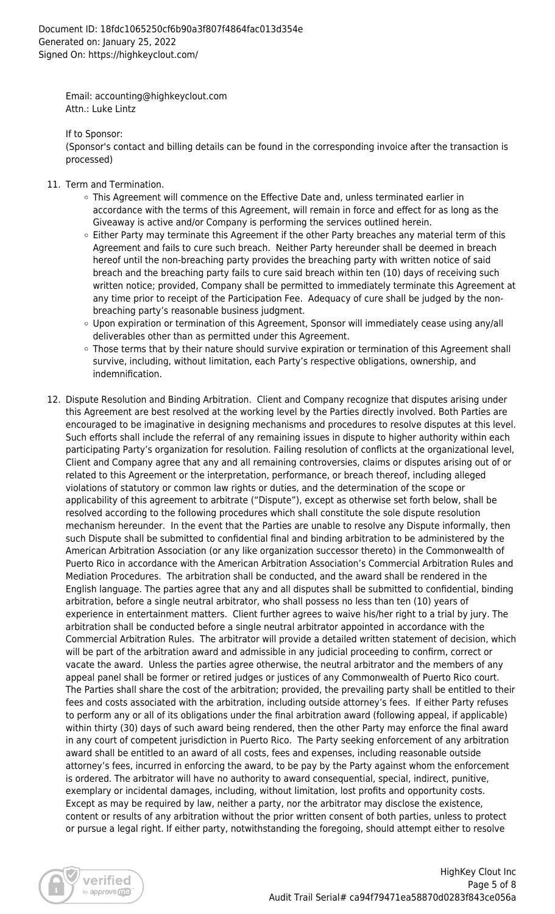Email: accounting@highkeyclout.com
Attn.: Luke Lintz

If to Sponsor:
(Sponsor's contact and billing details can be found in the corresponding invoice after the transaction is processed)

11. Term and Termination.
    - This Agreement will commence on the Effective Date and, unless terminated earlier in accordance with the terms of this Agreement, will remain in force and effect for as long as the Giveaway is active and/or Company is performing the services outlined herein.
    - Either Party may terminate this Agreement if the other Party breaches any material term of this Agreement and fails to cure such breach. Neither Party hereunder shall be deemed in breach hereof until the non-breaching party provides the breaching party with written notice of said breach and the breaching party fails to cure said breach within ten (10) days of receiving such written notice; provided, Company shall be permitted to immediately terminate this Agreement at any time prior to receipt of the Participation Fee. Adequacy of cure shall be judged by the non-breaching party's reasonable business judgment.
    - Upon expiration or termination of this Agreement, Sponsor will immediately cease using any/all deliverables other than as permitted under this Agreement.
    - Those terms that by their nature should survive expiration or termination of this Agreement shall survive, including, without limitation, each Party's respective obligations, ownership, and indemnification.

12. Dispute Resolution and Binding Arbitration. Client and Company recognize that disputes arising under this Agreement are best resolved at the working level by the Parties directly involved. Both Parties are encouraged to be imaginative in designing mechanisms and procedures to resolve disputes at this level. Such efforts shall include the referral of any remaining issues in dispute to higher authority within each participating Party's organization for resolution. Failing resolution of conflicts at the organizational level, Client and Company agree that any and all remaining controversies, claims or disputes arising out of or related to this Agreement or the interpretation, performance, or breach thereof, including alleged violations of statutory or common law rights or duties, and the determination of the scope or applicability of this agreement to arbitrate ("Dispute"), except as otherwise set forth below, shall be resolved according to the following procedures which shall constitute the sole dispute resolution mechanism hereunder. In the event that the Parties are unable to resolve any Dispute informally, then such Dispute shall be submitted to confidential final and binding arbitration to be administered by the American Arbitration Association (or any like organization successor thereto) in the Commonwealth of Puerto Rico in accordance with the American Arbitration Association's Commercial Arbitration Rules and Mediation Procedures. The arbitration shall be conducted, and the award shall be rendered in the English language. The parties agree that any and all disputes shall be submitted to confidential, binding arbitration, before a single neutral arbitrator, who shall possess no less than ten (10) years of experience in entertainment matters. Client further agrees to waive his/her right to a trial by jury. The arbitration shall be conducted before a single neutral arbitrator appointed in accordance with the Commercial Arbitration Rules. The arbitrator will provide a detailed written statement of decision, which will be part of the arbitration award and admissible in any judicial proceeding to confirm, correct or vacate the award. Unless the parties agree otherwise, the neutral arbitrator and the members of any appeal panel shall be former or retired judges or justices of any Commonwealth of Puerto Rico court. The Parties shall share the cost of the arbitration; provided, the prevailing party shall be entitled to their fees and costs associated with the arbitration, including outside attorney's fees. If either Party refuses to perform any or all of its obligations under the final arbitration award (following appeal, if applicable) within thirty (30) days of such award being rendered, then the other Party may enforce the final award in any court of competent jurisdiction in Puerto Rico. The Party seeking enforcement of any arbitration award shall be entitled to an award of all costs, fees and expenses, including reasonable outside attorney's fees, incurred in enforcing the award, to be pay by the Party against whom the enforcement is ordered. The arbitrator will have no authority to award consequential, special, indirect, punitive, exemplary or incidental damages, including, without limitation, lost profits and opportunity costs. Except as may be required by law, neither a party, nor the arbitrator may disclose the existence, content or results of any arbitration without the prior written consent of both parties, unless to protect or pursue a legal right. If either party, notwithstanding the foregoing, should attempt either to resolve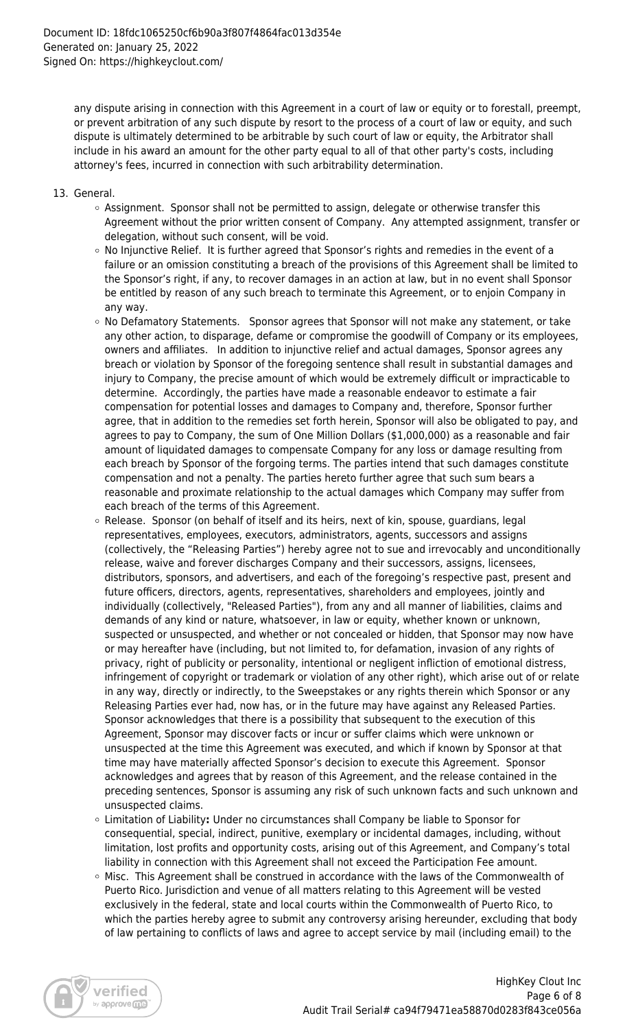any dispute arising in connection with this Agreement in a court of law or equity or to forestall, preempt, or prevent arbitration of any such dispute by resort to the process of a court of law or equity, and such dispute is ultimately determined to be arbitrable by such court of law or equity, the Arbitrator shall include in his award an amount for the other party equal to all of that other party's costs, including attorney's fees, incurred in connection with such arbitrability determination.

13. General.
    - Assignment. Sponsor shall not be permitted to assign, delegate or otherwise transfer this Agreement without the prior written consent of Company. Any attempted assignment, transfer or delegation, without such consent, will be void.
    - No Injunctive Relief. It is further agreed that Sponsor's rights and remedies in the event of a failure or an omission constituting a breach of the provisions of this Agreement shall be limited to the Sponsor's right, if any, to recover damages in an action at law, but in no event shall Sponsor be entitled by reason of any such breach to terminate this Agreement, or to enjoin Company in any way.
    - No Defamatory Statements. Sponsor agrees that Sponsor will not make any statement, or take any other action, to disparage, defame or compromise the goodwill of Company or its employees, owners and affiliates. In addition to injunctive relief and actual damages, Sponsor agrees any breach or violation by Sponsor of the foregoing sentence shall result in substantial damages and injury to Company, the precise amount of which would be extremely difficult or impracticable to determine. Accordingly, the parties have made a reasonable endeavor to estimate a fair compensation for potential losses and damages to Company and, therefore, Sponsor further agree, that in addition to the remedies set forth herein, Sponsor will also be obligated to pay, and agrees to pay to Company, the sum of One Million Dollars ($1,000,000) as a reasonable and fair amount of liquidated damages to compensate Company for any loss or damage resulting from each breach by Sponsor of the forgoing terms. The parties intend that such damages constitute compensation and not a penalty. The parties hereto further agree that such sum bears a reasonable and proximate relationship to the actual damages which Company may suffer from each breach of the terms of this Agreement.
    - Release. Sponsor (on behalf of itself and its heirs, next of kin, spouse, guardians, legal representatives, employees, executors, administrators, agents, successors and assigns (collectively, the "Releasing Parties") hereby agree not to sue and irrevocably and unconditionally release, waive and forever discharges Company and their successors, assigns, licensees, distributors, sponsors, and advertisers, and each of the foregoing's respective past, present and future officers, directors, agents, representatives, shareholders and employees, jointly and individually (collectively, "Released Parties"), from any and all manner of liabilities, claims and demands of any kind or nature, whatsoever, in law or equity, whether known or unknown, suspected or unsuspected, and whether or not concealed or hidden, that Sponsor may now have or may hereafter have (including, but not limited to, for defamation, invasion of any rights of privacy, right of publicity or personality, intentional or negligent infliction of emotional distress, infringement of copyright or trademark or violation of any other right), which arise out of or relate in any way, directly or indirectly, to the Sweepstakes or any rights therein which Sponsor or any Releasing Parties ever had, now has, or in the future may have against any Released Parties. Sponsor acknowledges that there is a possibility that subsequent to the execution of this Agreement, Sponsor may discover facts or incur or suffer claims which were unknown or unsuspected at the time this Agreement was executed, and which if known by Sponsor at that time may have materially affected Sponsor's decision to execute this Agreement. Sponsor acknowledges and agrees that by reason of this Agreement, and the release contained in the preceding sentences, Sponsor is assuming any risk of such unknown facts and such unknown and unsuspected claims.
    - Limitation of Liability**:** Under no circumstances shall Company be liable to Sponsor for consequential, special, indirect, punitive, exemplary or incidental damages, including, without limitation, lost profits and opportunity costs, arising out of this Agreement, and Company's total liability in connection with this Agreement shall not exceed the Participation Fee amount.
    - Misc. This Agreement shall be construed in accordance with the laws of the Commonwealth of Puerto Rico. Jurisdiction and venue of all matters relating to this Agreement will be vested exclusively in the federal, state and local courts within the Commonwealth of Puerto Rico, to which the parties hereby agree to submit any controversy arising hereunder, excluding that body of law pertaining to conflicts of laws and agree to accept service by mail (including email) to the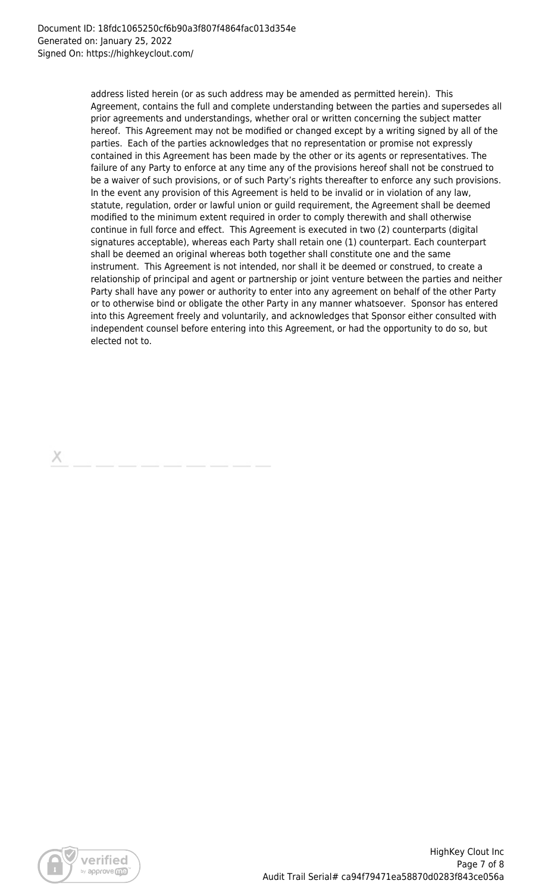address listed herein (or as such address may be amended as permitted herein). This Agreement, contains the full and complete understanding between the parties and supersedes all prior agreements and understandings, whether oral or written concerning the subject matter hereof. This Agreement may not be modified or changed except by a writing signed by all of the parties. Each of the parties acknowledges that no representation or promise not expressly contained in this Agreement has been made by the other or its agents or representatives. The failure of any Party to enforce at any time any of the provisions hereof shall not be construed to be a waiver of such provisions, or of such Party's rights thereafter to enforce any such provisions. In the event any provision of this Agreement is held to be invalid or in violation of any law, statute, regulation, order or lawful union or guild requirement, the Agreement shall be deemed modified to the minimum extent required in order to comply therewith and shall otherwise continue in full force and effect. This Agreement is executed in two (2) counterparts (digital signatures acceptable), whereas each Party shall retain one (1) counterpart. Each counterpart shall be deemed an original whereas both together shall constitute one and the same instrument. This Agreement is not intended, nor shall it be deemed or construed, to create a relationship of principal and agent or partnership or joint venture between the parties and neither Party shall have any power or authority to enter into any agreement on behalf of the other Party or to otherwise bind or obligate the other Party in any manner whatsoever. Sponsor has entered into this Agreement freely and voluntarily, and acknowledges that Sponsor either consulted with independent counsel before entering into this Agreement, or had the opportunity to do so, but elected not to.

X \_\_ \_\_ \_\_ \_\_ \_\_ \_\_ \_\_ \_\_ \_\_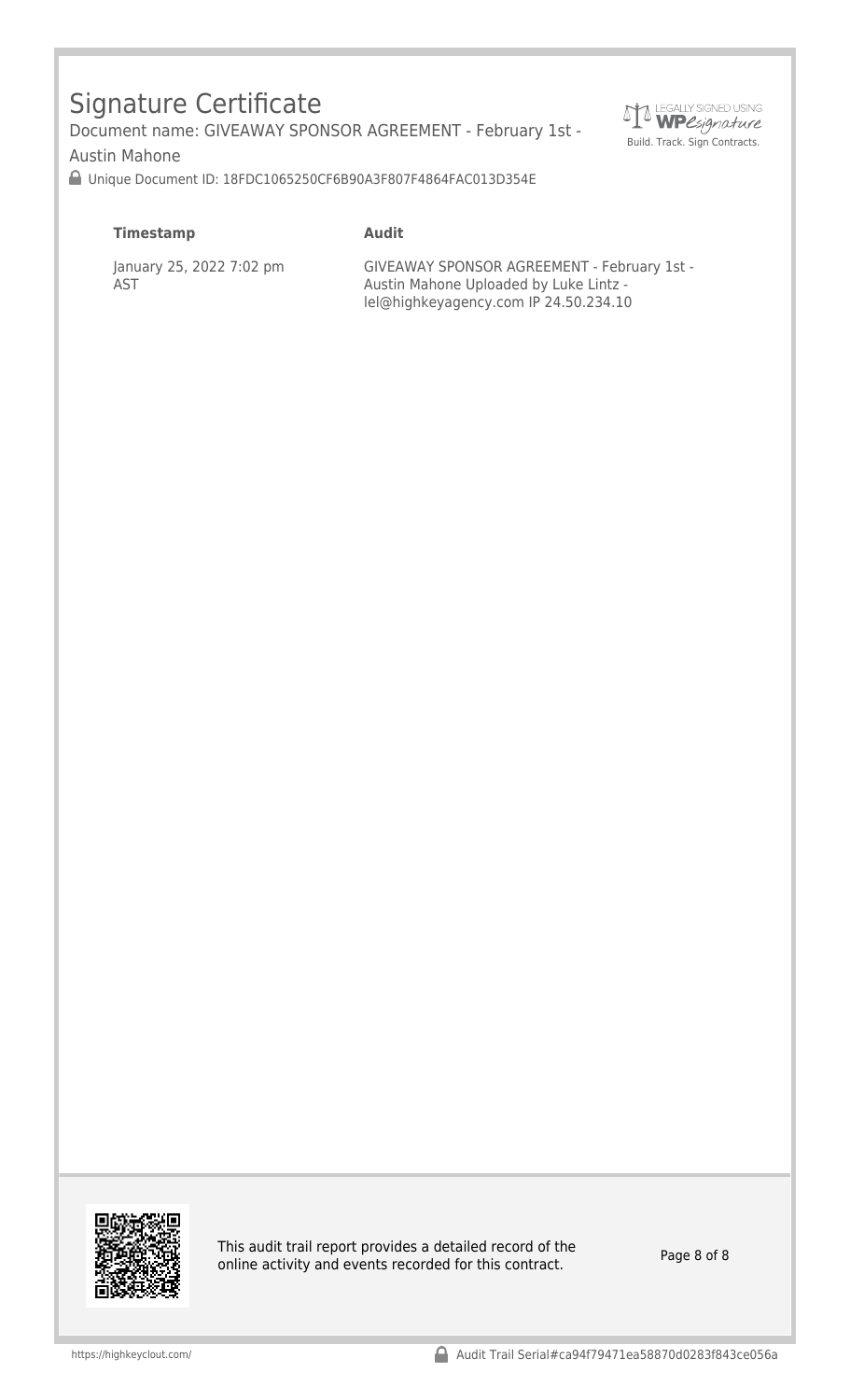# Signature Certificate

Document name: GIVEAWAY SPONSOR AGREEMENT - February 1st - Austin Mahone

LEGALLY SIGNED USING **WP**eSignature
Build. Track. Sign Contracts.

🔒 Unique Document ID: 18FDC1065250CF6B90A3F807F4864FAC013D354E

| Timestamp | Audit |
|---|---|
| January 25, 2022 7:02 pm AST | GIVEAWAY SPONSOR AGREEMENT - February 1st - Austin Mahone Uploaded by Luke Lintz - lel@highkeyagency.com IP 24.50.234.10 |

This audit trail report provides a detailed record of the online activity and events recorded for this contract.

https://highkeyclout.com/

🔒 Audit Trail Serial#ca94f79471ea58870d0283f843ce056a